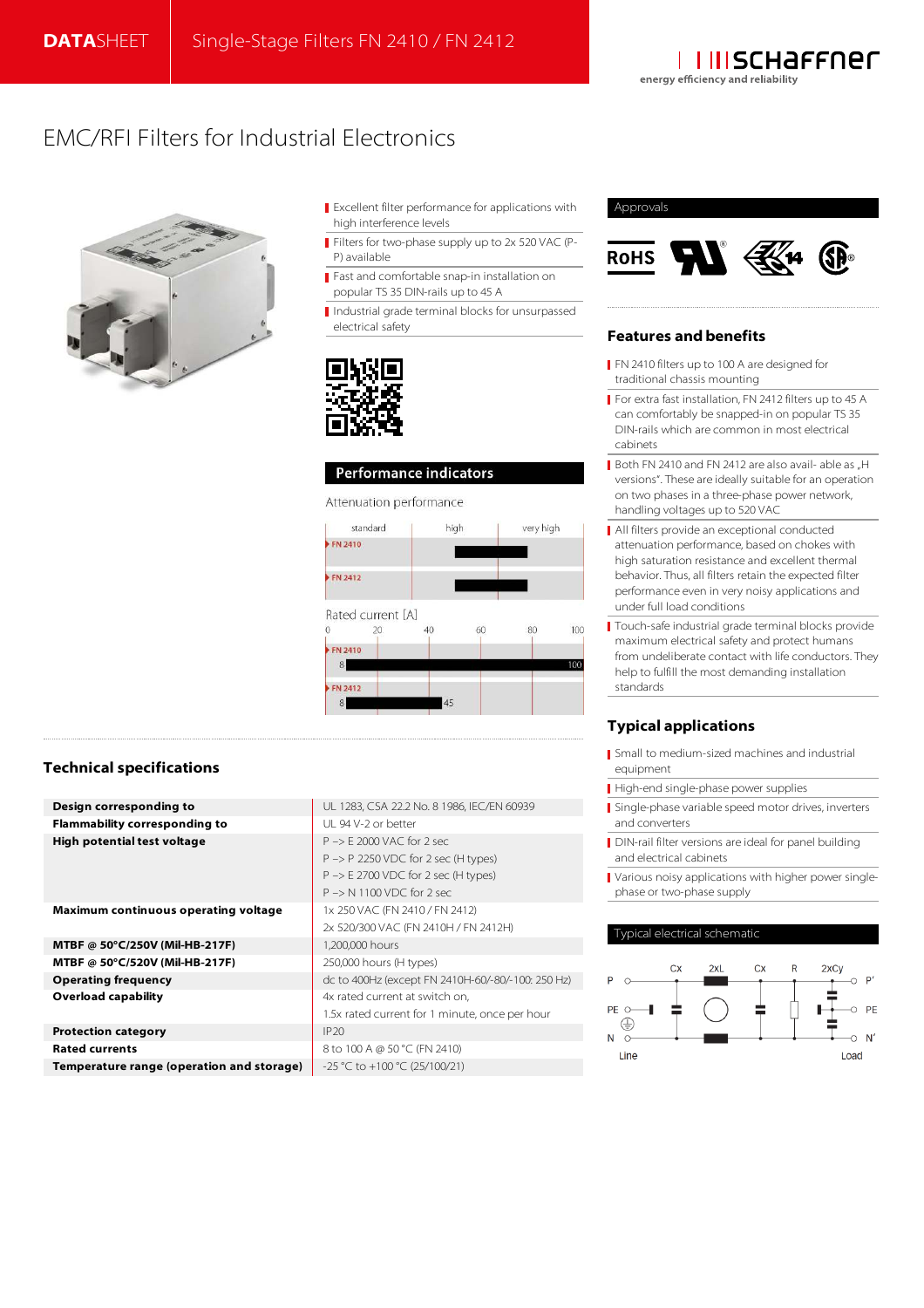**DATA**SHEET | Single-Stage Filters FN 2410 / FN 2412

schaffner — energy efficiency and reliability

# EMC/RFI Filters for Industrial Electronics

- Excellent filter performance for applications with high interference levels
- Filters for two-phase supply up to 2x 520 VAC (P-P) available
- Fast and comfortable snap-in installation on popular TS 35 DIN-rails up to 45 A
- Industrial grade terminal blocks for unsurpassed electrical safety

## Performance indicators

Attenuation performance

| | standard | high | very high |
|---|---|---|---|
| FN 2410 | | ████ | |
| FN 2412 | | ████ | |

Rated current [A]

| | 0 – 100 |
|---|---|
| FN 2410 | 8 – 100 |
| FN 2412 | 8 – 45 |

## Approvals

RoHS, UR, CQC, CSA

## Features and benefits

- FN 2410 filters up to 100 A are designed for traditional chassis mounting
- For extra fast installation, FN 2412 filters up to 45 A can comfortably be snapped-in on popular TS 35 DIN-rails which are common in most electrical cabinets
- Both FN 2410 and FN 2412 are also avail- able as „H versions". These are ideally suitable for an operation on two phases in a three-phase power network, handling voltages up to 520 VAC
- All filters provide an exceptional conducted attenuation performance, based on chokes with high saturation resistance and excellent thermal behavior. Thus, all filters retain the expected filter performance even in very noisy applications and under full load conditions
- Touch-safe industrial grade terminal blocks provide maximum electrical safety and protect humans from undeliberate contact with life conductors. They help to fulfill the most demanding installation standards

## Typical applications

- Small to medium-sized machines and industrial equipment
- High-end single-phase power supplies
- Single-phase variable speed motor drives, inverters and converters
- DIN-rail filter versions are ideal for panel building and electrical cabinets
- Various noisy applications with higher power single-phase or two-phase supply

## Typical electrical schematic

P, PE, N (Line) — Cx, 2xL, Cx, R, 2xCy — P', PE, N' (Load)

## Technical specifications

| | |
|---|---|
| **Design corresponding to** | UL 1283, CSA 22.2 No. 8 1986, IEC/EN 60939 |
| **Flammability corresponding to** | UL 94 V-2 or better |
| **High potential test voltage** | P –> E 2000 VAC for 2 sec |
| | P –> P 2250 VDC for 2 sec (H types) |
| | P –> E 2700 VDC for 2 sec (H types) |
| | P –> N 1100 VDC for 2 sec |
| **Maximum continuous operating voltage** | 1x 250 VAC (FN 2410 / FN 2412) |
| | 2x 520/300 VAC (FN 2410H / FN 2412H) |
| **MTBF @ 50°C/250V (Mil-HB-217F)** | 1,200,000 hours |
| **MTBF @ 50°C/520V (Mil-HB-217F)** | 250,000 hours (H types) |
| **Operating frequency** | dc to 400Hz (except FN 2410H-60/-80/-100: 250 Hz) |
| **Overload capability** | 4x rated current at switch on, |
| | 1.5x rated current for 1 minute, once per hour |
| **Protection category** | IP20 |
| **Rated currents** | 8 to 100 A @ 50 °C (FN 2410) |
| **Temperature range (operation and storage)** | -25 °C to +100 °C (25/100/21) |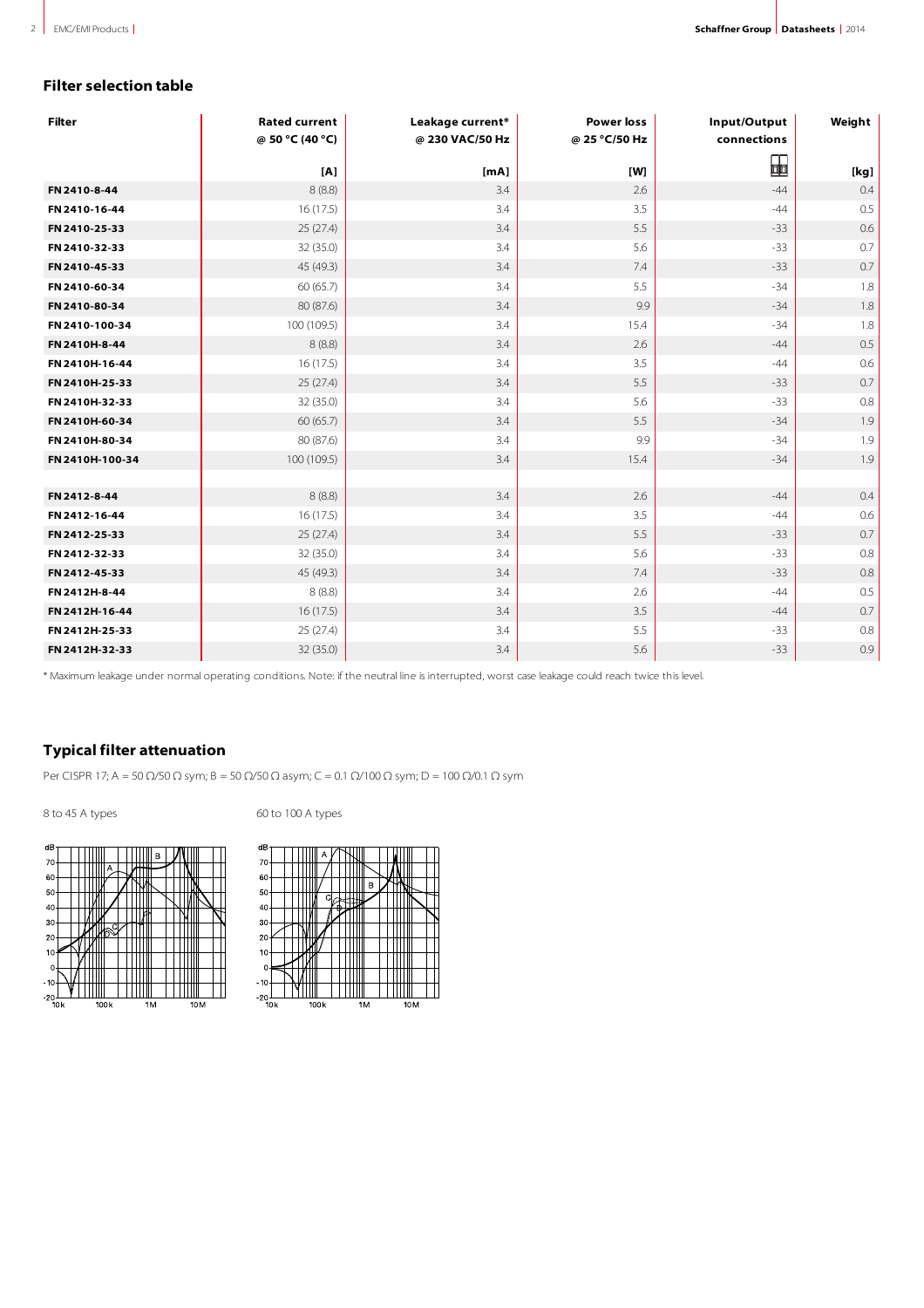## Filter selection table

| Filter | Rated current @ 50 °C (40 °C) [A] | Leakage current* @ 230 VAC/50 Hz [mA] | Power loss @ 25 °C/50 Hz [W] | Input/Output connections | Weight [kg] |
|---|---|---|---|---|---|
| **FN 2410-8-44** | 8 (8.8) | 3.4 | 2.6 | -44 | 0.4 |
| **FN 2410-16-44** | 16 (17.5) | 3.4 | 3.5 | -44 | 0.5 |
| **FN 2410-25-33** | 25 (27.4) | 3.4 | 5.5 | -33 | 0.6 |
| **FN 2410-32-33** | 32 (35.0) | 3.4 | 5.6 | -33 | 0.7 |
| **FN 2410-45-33** | 45 (49.3) | 3.4 | 7.4 | -33 | 0.7 |
| **FN 2410-60-34** | 60 (65.7) | 3.4 | 5.5 | -34 | 1.8 |
| **FN 2410-80-34** | 80 (87.6) | 3.4 | 9.9 | -34 | 1.8 |
| **FN 2410-100-34** | 100 (109.5) | 3.4 | 15.4 | -34 | 1.8 |
| **FN 2410H-8-44** | 8 (8.8) | 3.4 | 2.6 | -44 | 0.5 |
| **FN 2410H-16-44** | 16 (17.5) | 3.4 | 3.5 | -44 | 0.6 |
| **FN 2410H-25-33** | 25 (27.4) | 3.4 | 5.5 | -33 | 0.7 |
| **FN 2410H-32-33** | 32 (35.0) | 3.4 | 5.6 | -33 | 0.8 |
| **FN 2410H-60-34** | 60 (65.7) | 3.4 | 5.5 | -34 | 1.9 |
| **FN 2410H-80-34** | 80 (87.6) | 3.4 | 9.9 | -34 | 1.9 |
| **FN 2410H-100-34** | 100 (109.5) | 3.4 | 15.4 | -34 | 1.9 |
| | | | | | |
| **FN 2412-8-44** | 8 (8.8) | 3.4 | 2.6 | -44 | 0.4 |
| **FN 2412-16-44** | 16 (17.5) | 3.4 | 3.5 | -44 | 0.6 |
| **FN 2412-25-33** | 25 (27.4) | 3.4 | 5.5 | -33 | 0.7 |
| **FN 2412-32-33** | 32 (35.0) | 3.4 | 5.6 | -33 | 0.8 |
| **FN 2412-45-33** | 45 (49.3) | 3.4 | 7.4 | -33 | 0.8 |
| **FN 2412H-8-44** | 8 (8.8) | 3.4 | 2.6 | -44 | 0.5 |
| **FN 2412H-16-44** | 16 (17.5) | 3.4 | 3.5 | -44 | 0.7 |
| **FN 2412H-25-33** | 25 (27.4) | 3.4 | 5.5 | -33 | 0.8 |
| **FN 2412H-32-33** | 32 (35.0) | 3.4 | 5.6 | -33 | 0.9 |

* Maximum leakage under normal operating conditions. Note: if the neutral line is interrupted, worst case leakage could reach twice this level.

## Typical filter attenuation

Per CISPR 17; A = 50 Ω/50 Ω sym; B = 50 Ω/50 Ω asym; C = 0.1 Ω/100 Ω sym; D = 100 Ω/0.1 Ω sym

8 to 45 A types

60 to 100 A types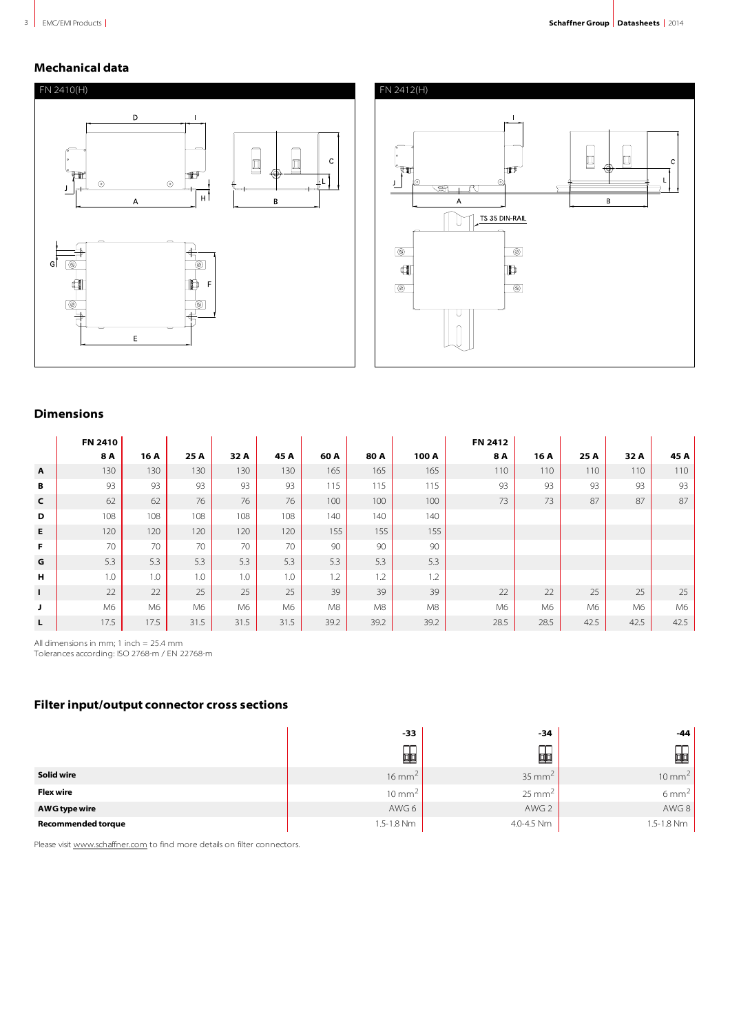## Mechanical data

FN 2410(H)

FN 2412(H)

TS 35 DIN-RAIL

## Dimensions

| | FN 2410 | | | | | | | | FN 2412 | | | | |
|---|---|---|---|---|---|---|---|---|---|---|---|---|---|
| | 8 A | 16 A | 25 A | 32 A | 45 A | 60 A | 80 A | 100 A | 8 A | 16 A | 25 A | 32 A | 45 A |
| **A** | 130 | 130 | 130 | 130 | 130 | 165 | 165 | 165 | 110 | 110 | 110 | 110 | 110 |
| **B** | 93 | 93 | 93 | 93 | 93 | 115 | 115 | 115 | 93 | 93 | 93 | 93 | 93 |
| **C** | 62 | 62 | 76 | 76 | 76 | 100 | 100 | 100 | 73 | 73 | 87 | 87 | 87 |
| **D** | 108 | 108 | 108 | 108 | 108 | 140 | 140 | 140 | | | | | |
| **E** | 120 | 120 | 120 | 120 | 120 | 155 | 155 | 155 | | | | | |
| **F** | 70 | 70 | 70 | 70 | 70 | 90 | 90 | 90 | | | | | |
| **G** | 5.3 | 5.3 | 5.3 | 5.3 | 5.3 | 5.3 | 5.3 | 5.3 | | | | | |
| **H** | 1.0 | 1.0 | 1.0 | 1.0 | 1.0 | 1.2 | 1.2 | 1.2 | | | | | |
| **I** | 22 | 22 | 25 | 25 | 25 | 39 | 39 | 39 | 22 | 22 | 25 | 25 | 25 |
| **J** | M6 | M6 | M6 | M6 | M6 | M8 | M8 | M8 | M6 | M6 | M6 | M6 | M6 |
| **L** | 17.5 | 17.5 | 31.5 | 31.5 | 31.5 | 39.2 | 39.2 | 39.2 | 28.5 | 28.5 | 42.5 | 42.5 | 42.5 |

All dimensions in mm; 1 inch = 25.4 mm
Tolerances according: ISO 2768-m / EN 22768-m

## Filter input/output connector cross sections

| | -33 | -34 | -44 |
|---|---|---|---|
| **Solid wire** | 16 mm$^2$ | 35 mm$^2$ | 10 mm$^2$ |
| **Flex wire** | 10 mm$^2$ | 25 mm$^2$ | 6 mm$^2$ |
| **AWG type wire** | AWG 6 | AWG 2 | AWG 8 |
| **Recommended torque** | 1.5-1.8 Nm | 4.0-4.5 Nm | 1.5-1.8 Nm |

Please visit www.schaffner.com to find more details on filter connectors.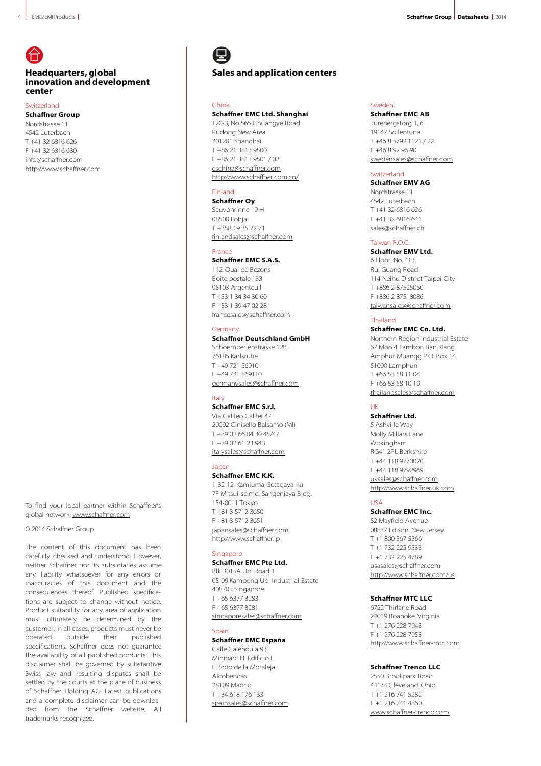## Headquarters, global innovation and development center

Switzerland
**Schaffner Group**
Nordstrasse 11
4542 Luterbach
T +41 32 6816 626
F +41 32 6816 630
info@schaffner.com
http://www.schaffner.com

To find your local partner within Schaffner's global network: www.schaffner.com

© 2014 Schaffner Group

The content of this document has been carefully checked and understood. However, neither Schaffner nor its subsidiaries assume any liability whatsoever for any errors or inaccuracies of this document and the consequences thereof. Published specifications are subject to change without notice. Product suitability for any area of application must ultimately be determined by the customer. In all cases, products must never be operated outside their published specifications. Schaffner does not guarantee the availability of all published products. This disclaimer shall be governed by substantive Swiss law and resulting disputes shall be settled by the courts at the place of business of Schaffner Holding AG. Latest publications and a complete disclaimer can be downloaded from the Schaffner website. All trademarks recognized.

## Sales and application centers

China
**Schaffner EMC Ltd. Shanghai**
T20-3, No 565 Chuangye Road
Pudong New Area
201201 Shanghai
T +86 21 3813 9500
F +86 21 3813 9501 / 02
cschina@schaffner.com
http://www.schaffner.com.cn/

Finland
**Schaffner Oy**
Sauvonrinne 19 H
08500 Lohja
T +358 19 35 72 71
finlandsales@schaffner.com

France
**Schaffner EMC S.A.S.**
112, Quai de Bezons
Boîte postale 133
95103 Argenteuil
T +33 1 34 34 30 60
F +33 1 39 47 02 28
francesales@schaffner.com

Germany
**Schaffner Deutschland GmbH**
Schoemperlenstrasse 12B
76185 Karlsruhe
T +49 721 56910
F +49 721 569110
germanysales@schaffner.com

Italy
**Schaffner EMC S.r.l.**
Via Galileo Galilei 47
20092 Cinisello Balsamo (MI)
T +39 02 66 04 30 45/47
F +39 02 61 23 943
italysales@schaffner.com

Japan
**Schaffner EMC K.K.**
1-32-12, Kamiuma, Setagaya-ku
7F Mitsui-seimei Sangenjaya Bldg.
154-0011 Tokyo
T +81 3 5712 3650
F +81 3 5712 3651
japansales@schaffner.com
http://www.schaffner.jp

Singapore
**Schaffner EMC Pte Ltd.**
Blk 3015A Ubi Road 1
05-09 Kampong Ubi Industrial Estate
408705 Singapore
T +65 6377 3283
F +65 6377 3281
singaporesales@schaffner.com

Spain
**Schaffner EMC España**
Calle Caléndula 93
Miniparc III, Edificio E
El Soto de la Moraleja
Alcobendas
28109 Madrid
T +34 618 176 133
spainsales@schaffner.com

Sweden
**Schaffner EMC AB**
Turebergstorg 1, 6
19147 Sollentuna
T +46 8 5792 1121 / 22
F +46 8 92 96 90
swedensales@schaffner.com

Switzerland
**Schaffner EMV AG**
Nordstrasse 11
4542 Luterbach
T +41 32 6816 626
F +41 32 6816 641
sales@schaffner.ch

Taiwan R.O.C.
**Schaffner EMV Ltd.**
6 Floor, No. 413
Rui Guang Road
114 Neihu District Taipei City
T +886 2 87525050
F +886 2 87518086
taiwansales@schaffner.com

Thailand
**Schaffner EMC Co. Ltd.**
Northern Region Industrial Estate
67 Moo 4 Tambon Ban Klang
Amphur Muangg P.O. Box 14
51000 Lamphun
T +66 53 58 11 04
F +66 53 58 10 19
thailandsales@schaffner.com

UK
**Schaffner Ltd.**
5 Ashville Way
Molly Millars Lane
Wokingham
RG41 2PL Berkshire
T +44 118 9770070
F +44 118 9792969
uksales@schaffner.com
http://www.schaffner.uk.com

USA
**Schaffner EMC Inc.**
52 Mayfield Avenue
08837 Edison, New Jersey
T +1 800 367 5566
T +1 732 225 9533
F +1 732 225 4789
usasales@schaffner.com
http://www.schaffner.com/us

**Schaffner MTC LLC**
6722 Thirlane Road
24019 Roanoke, Virginia
T +1 276 228 7943
F +1 276 228 7953
http://www.schaffner-mtc.com

**Schaffner Trenco LLC**
2550 Brookpark Road
44134 Cleveland, Ohio
T +1 216 741 5282
F +1 216 741 4860
www.schaffner-trenco.com